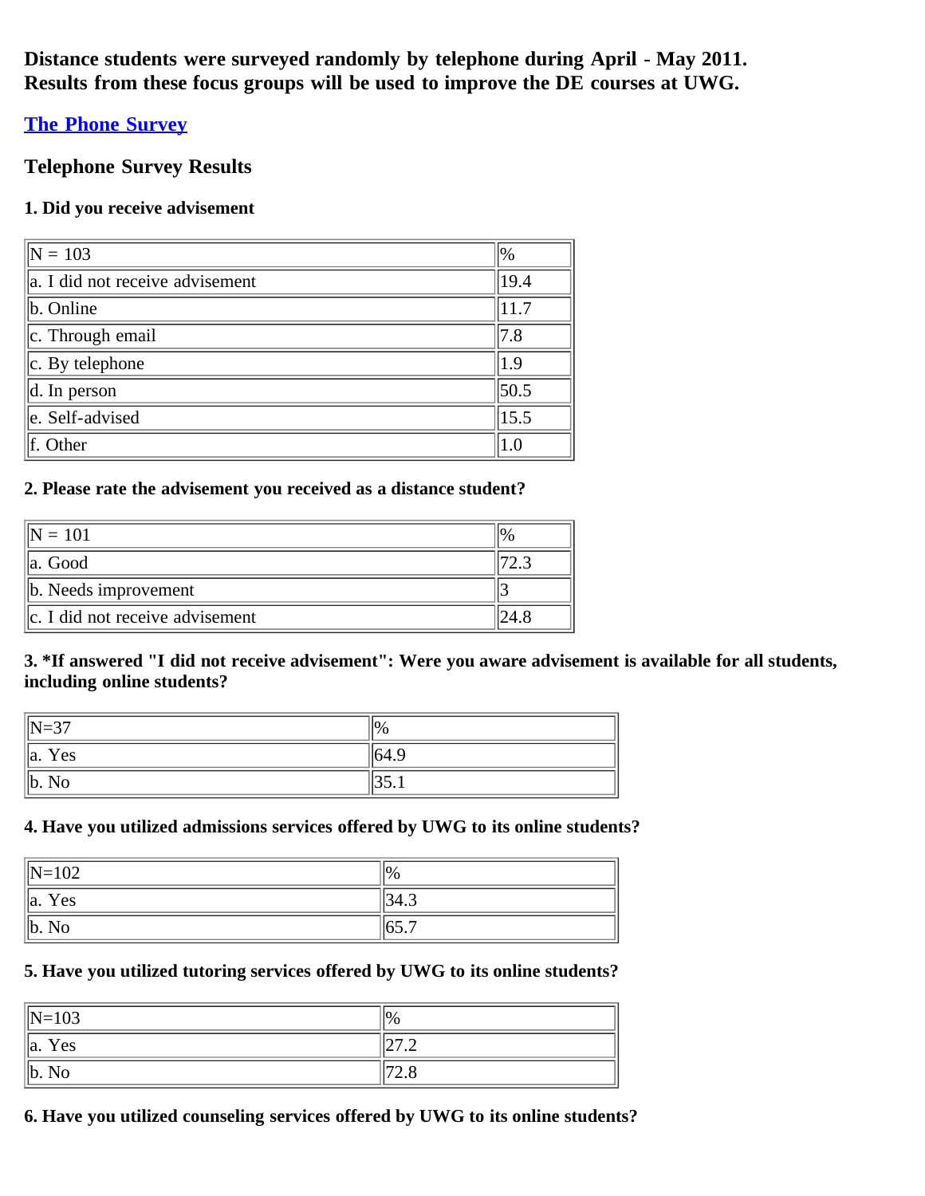**Distance students were surveyed randomly by telephone during April - May 2011. Results from these focus groups will be used to improve the DE courses at UWG.**

### [The Phone Survey]

### Telephone Survey Results

**1. Did you receive advisement**

| N = 103 | % |
|---|---|
| a. I did not receive advisement | 19.4 |
| b. Online | 11.7 |
| c. Through email | 7.8 |
| c. By telephone | 1.9 |
| d. In person | 50.5 |
| e. Self-advised | 15.5 |
| f. Other | 1.0 |

**2. Please rate the advisement you received as a distance student?**

| N = 101 | % |
|---|---|
| a. Good | 72.3 |
| b. Needs improvement | 3 |
| c. I did not receive advisement | 24.8 |

**3. *If answered "I did not receive advisement": Were you aware advisement is available for all students, including online students?**

| N=37 | % |
|---|---|
| a. Yes | 64.9 |
| b. No | 35.1 |

**4. Have you utilized admissions services offered by UWG to its online students?**

| N=102 | % |
|---|---|
| a. Yes | 34.3 |
| b. No | 65.7 |

**5. Have you utilized tutoring services offered by UWG to its online students?**

| N=103 | % |
|---|---|
| a. Yes | 27.2 |
| b. No | 72.8 |

**6. Have you utilized counseling services offered by UWG to its online students?**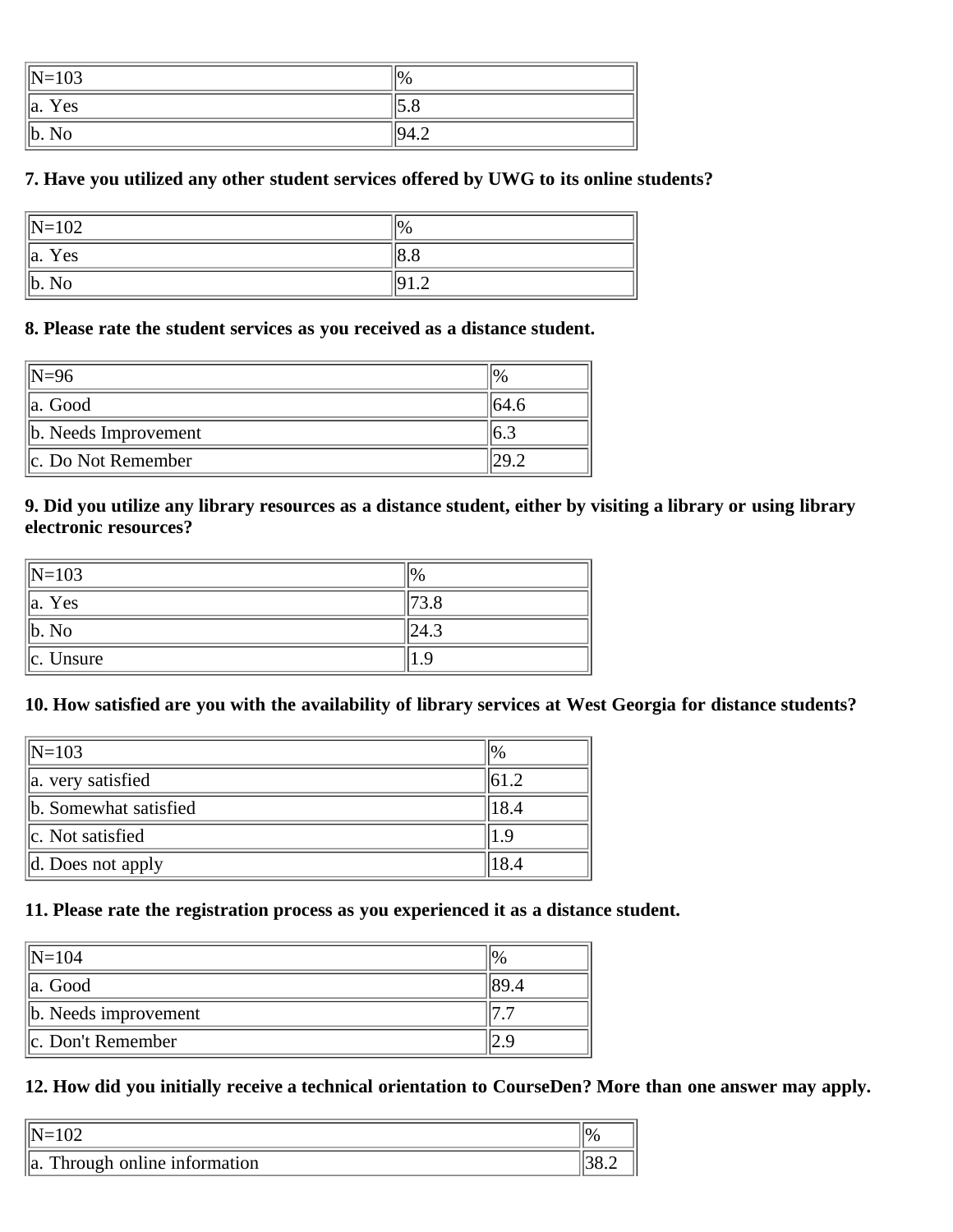| N=103 | % |
|---|---|
| a. Yes | 5.8 |
| b. No | 94.2 |

**7. Have you utilized any other student services offered by UWG to its online students?**

| N=102 | % |
|---|---|
| a. Yes | 8.8 |
| b. No | 91.2 |

**8. Please rate the student services as you received as a distance student.**

| N=96 | % |
|---|---|
| a. Good | 64.6 |
| b. Needs Improvement | 6.3 |
| c. Do Not Remember | 29.2 |

**9. Did you utilize any library resources as a distance student, either by visiting a library or using library electronic resources?**

| N=103 | % |
|---|---|
| a. Yes | 73.8 |
| b. No | 24.3 |
| c. Unsure | 1.9 |

**10. How satisfied are you with the availability of library services at West Georgia for distance students?**

| N=103 | % |
|---|---|
| a. very satisfied | 61.2 |
| b. Somewhat satisfied | 18.4 |
| c. Not satisfied | 1.9 |
| d. Does not apply | 18.4 |

**11. Please rate the registration process as you experienced it as a distance student.**

| N=104 | % |
|---|---|
| a. Good | 89.4 |
| b. Needs improvement | 7.7 |
| c. Don't Remember | 2.9 |

**12. How did you initially receive a technical orientation to CourseDen? More than one answer may apply.**

| N=102 | % |
|---|---|
| a. Through online information | 38.2 |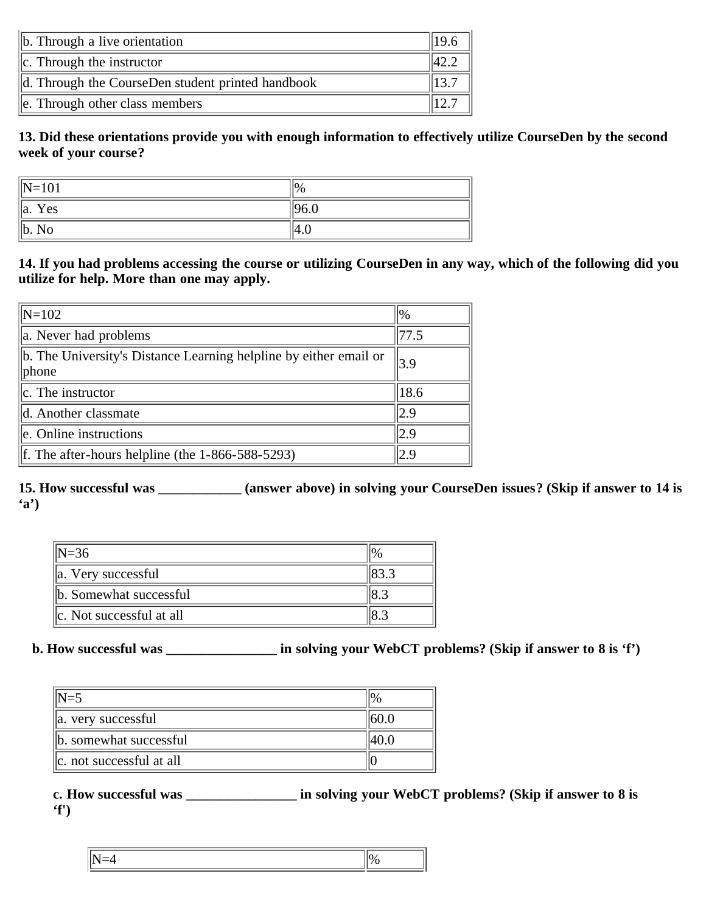| | |
|---|---|
| b. Through a live orientation | 19.6 |
| c. Through the instructor | 42.2 |
| d. Through the CourseDen student printed handbook | 13.7 |
| e. Through other class members | 12.7 |

**13. Did these orientations provide you with enough information to effectively utilize CourseDen by the second week of your course?**

| N=101 | % |
|---|---|
| a. Yes | 96.0 |
| b. No | 4.0 |

**14. If you had problems accessing the course or utilizing CourseDen in any way, which of the following did you utilize for help. More than one may apply.**

| N=102 | % |
|---|---|
| a. Never had problems | 77.5 |
| b. The University's Distance Learning helpline by either email or phone | 3.9 |
| c. The instructor | 18.6 |
| d. Another classmate | 2.9 |
| e. Online instructions | 2.9 |
| f. The after-hours helpline (the 1-866-588-5293) | 2.9 |

**15. How successful was ____________ (answer above) in solving your CourseDen issues? (Skip if answer to 14 is 'a')**

| N=36 | % |
|---|---|
| a. Very successful | 83.3 |
| b. Somewhat successful | 8.3 |
| c. Not successful at all | 8.3 |

**b. How successful was ________________ in solving your WebCT problems? (Skip if answer to 8 is 'f')**

| N=5 | % |
|---|---|
| a. very successful | 60.0 |
| b. somewhat successful | 40.0 |
| c. not successful at all | 0 |

**c. How successful was ________________ in solving your WebCT problems? (Skip if answer to 8 is 'f')**

| N=4 | % |
|---|---|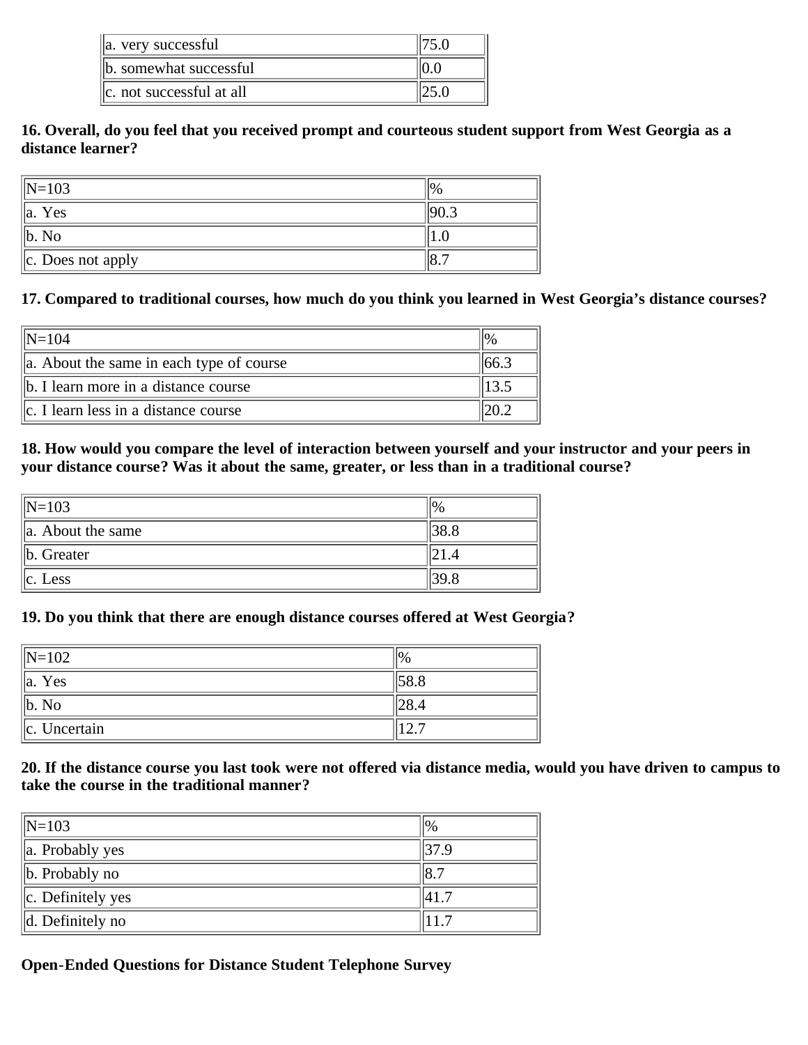| a. very successful | 75.0 |
| --- | --- |
| b. somewhat successful | 0.0 |
| c. not successful at all | 25.0 |

**16. Overall, do you feel that you received prompt and courteous student support from West Georgia as a distance learner?**

| N=103 | % |
| --- | --- |
| a. Yes | 90.3 |
| b. No | 1.0 |
| c. Does not apply | 8.7 |

**17. Compared to traditional courses, how much do you think you learned in West Georgia's distance courses?**

| N=104 | % |
| --- | --- |
| a. About the same in each type of course | 66.3 |
| b. I learn more in a distance course | 13.5 |
| c. I learn less in a distance course | 20.2 |

**18. How would you compare the level of interaction between yourself and your instructor and your peers in your distance course? Was it about the same, greater, or less than in a traditional course?**

| N=103 | % |
| --- | --- |
| a. About the same | 38.8 |
| b. Greater | 21.4 |
| c. Less | 39.8 |

**19. Do you think that there are enough distance courses offered at West Georgia?**

| N=102 | % |
| --- | --- |
| a. Yes | 58.8 |
| b. No | 28.4 |
| c. Uncertain | 12.7 |

**20. If the distance course you last took were not offered via distance media, would you have driven to campus to take the course in the traditional manner?**

| N=103 | % |
| --- | --- |
| a. Probably yes | 37.9 |
| b. Probably no | 8.7 |
| c. Definitely yes | 41.7 |
| d. Definitely no | 11.7 |

**Open-Ended Questions for Distance Student Telephone Survey**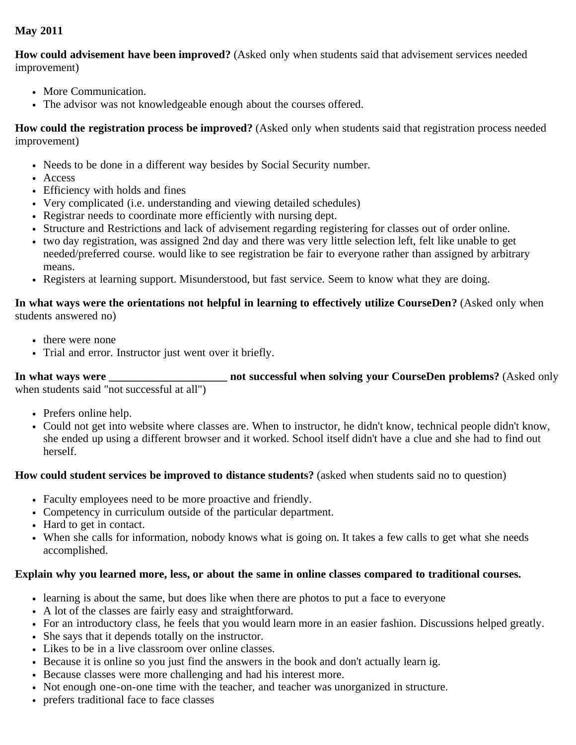**May 2011**

**How could advisement have been improved?** (Asked only when students said that advisement services needed improvement)

- More Communication.
- The advisor was not knowledgeable enough about the courses offered.

**How could the registration process be improved?** (Asked only when students said that registration process needed improvement)

- Needs to be done in a different way besides by Social Security number.
- Access
- Efficiency with holds and fines
- Very complicated (i.e. understanding and viewing detailed schedules)
- Registrar needs to coordinate more efficiently with nursing dept.
- Structure and Restrictions and lack of advisement regarding registering for classes out of order online.
- two day registration, was assigned 2nd day and there was very little selection left, felt like unable to get needed/preferred course. would like to see registration be fair to everyone rather than assigned by arbitrary means.
- Registers at learning support. Misunderstood, but fast service. Seem to know what they are doing.

**In what ways were the orientations not helpful in learning to effectively utilize CourseDen?** (Asked only when students answered no)

- there were none
- Trial and error. Instructor just went over it briefly.

**In what ways were _____________________ not successful when solving your CourseDen problems?** (Asked only when students said "not successful at all")

- Prefers online help.
- Could not get into website where classes are. When to instructor, he didn't know, technical people didn't know, she ended up using a different browser and it worked. School itself didn't have a clue and she had to find out herself.

**How could student services be improved to distance students?** (asked when students said no to question)

- Faculty employees need to be more proactive and friendly.
- Competency in curriculum outside of the particular department.
- Hard to get in contact.
- When she calls for information, nobody knows what is going on. It takes a few calls to get what she needs accomplished.

**Explain why you learned more, less, or about the same in online classes compared to traditional courses.**

- learning is about the same, but does like when there are photos to put a face to everyone
- A lot of the classes are fairly easy and straightforward.
- For an introductory class, he feels that you would learn more in an easier fashion. Discussions helped greatly.
- She says that it depends totally on the instructor.
- Likes to be in a live classroom over online classes.
- Because it is online so you just find the answers in the book and don't actually learn ig.
- Because classes were more challenging and had his interest more.
- Not enough one-on-one time with the teacher, and teacher was unorganized in structure.
- prefers traditional face to face classes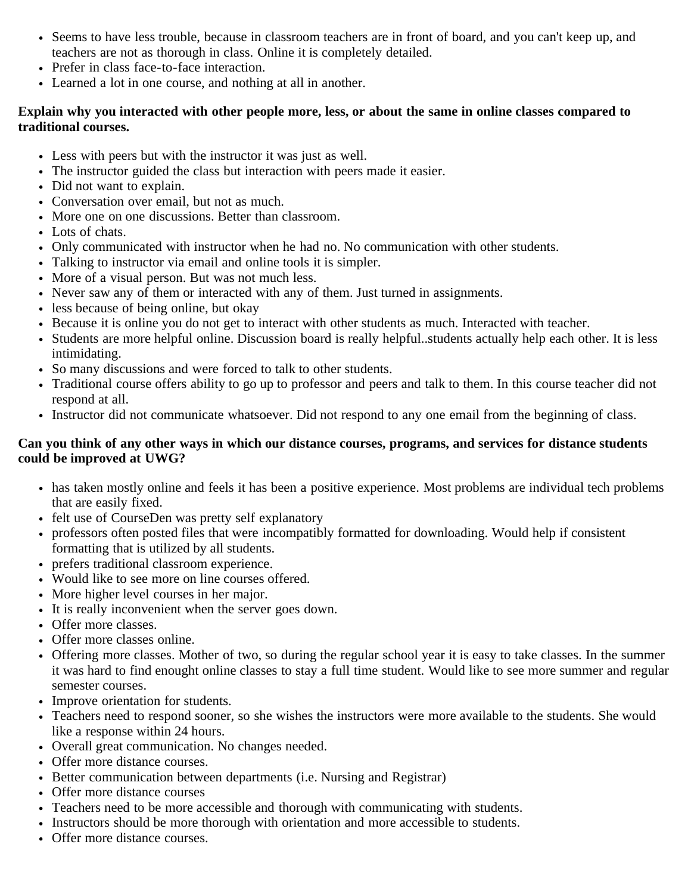- Seems to have less trouble, because in classroom teachers are in front of board, and you can't keep up, and teachers are not as thorough in class. Online it is completely detailed.
- Prefer in class face-to-face interaction.
- Learned a lot in one course, and nothing at all in another.

**Explain why you interacted with other people more, less, or about the same in online classes compared to traditional courses.**

- Less with peers but with the instructor it was just as well.
- The instructor guided the class but interaction with peers made it easier.
- Did not want to explain.
- Conversation over email, but not as much.
- More one on one discussions. Better than classroom.
- Lots of chats.
- Only communicated with instructor when he had no. No communication with other students.
- Talking to instructor via email and online tools it is simpler.
- More of a visual person. But was not much less.
- Never saw any of them or interacted with any of them. Just turned in assignments.
- less because of being online, but okay
- Because it is online you do not get to interact with other students as much. Interacted with teacher.
- Students are more helpful online. Discussion board is really helpful..students actually help each other. It is less intimidating.
- So many discussions and were forced to talk to other students.
- Traditional course offers ability to go up to professor and peers and talk to them. In this course teacher did not respond at all.
- Instructor did not communicate whatsoever. Did not respond to any one email from the beginning of class.

**Can you think of any other ways in which our distance courses, programs, and services for distance students could be improved at UWG?**

- has taken mostly online and feels it has been a positive experience. Most problems are individual tech problems that are easily fixed.
- felt use of CourseDen was pretty self explanatory
- professors often posted files that were incompatibly formatted for downloading. Would help if consistent formatting that is utilized by all students.
- prefers traditional classroom experience.
- Would like to see more on line courses offered.
- More higher level courses in her major.
- It is really inconvenient when the server goes down.
- Offer more classes.
- Offer more classes online.
- Offering more classes. Mother of two, so during the regular school year it is easy to take classes. In the summer it was hard to find enought online classes to stay a full time student. Would like to see more summer and regular semester courses.
- Improve orientation for students.
- Teachers need to respond sooner, so she wishes the instructors were more available to the students. She would like a response within 24 hours.
- Overall great communication. No changes needed.
- Offer more distance courses.
- Better communication between departments (i.e. Nursing and Registrar)
- Offer more distance courses
- Teachers need to be more accessible and thorough with communicating with students.
- Instructors should be more thorough with orientation and more accessible to students.
- Offer more distance courses.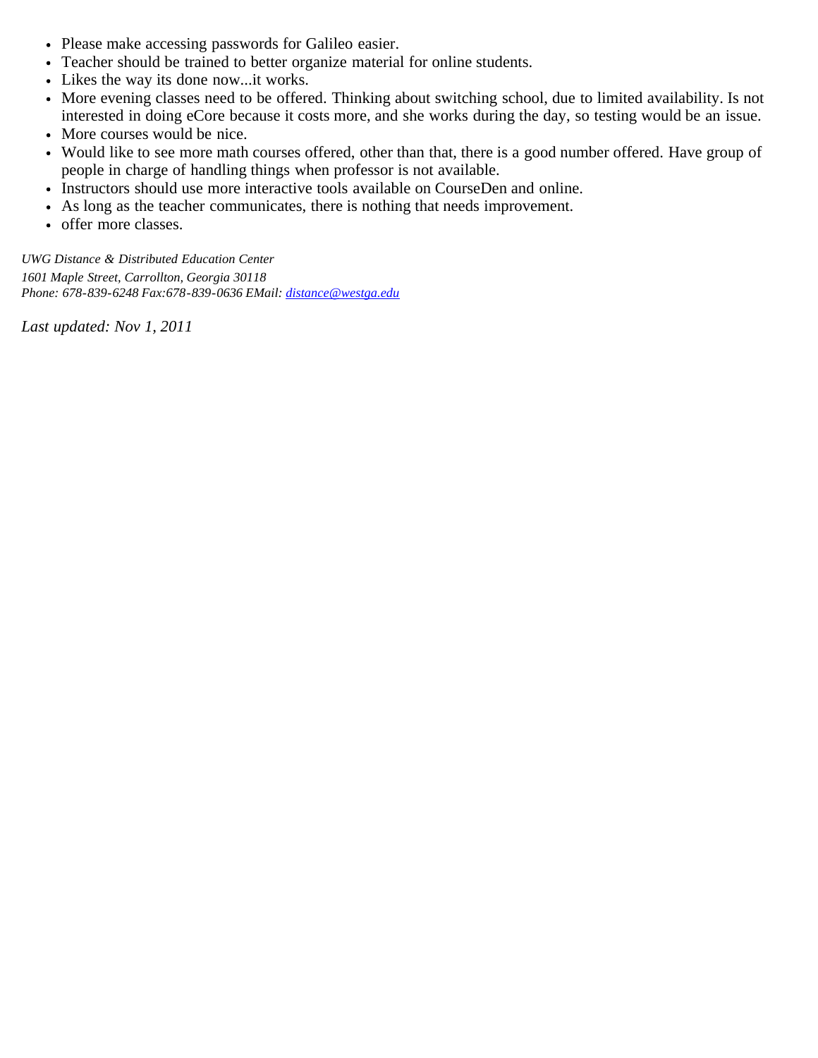- Please make accessing passwords for Galileo easier.
- Teacher should be trained to better organize material for online students.
- Likes the way its done now...it works.
- More evening classes need to be offered. Thinking about switching school, due to limited availability. Is not interested in doing eCore because it costs more, and she works during the day, so testing would be an issue.
- More courses would be nice.
- Would like to see more math courses offered, other than that, there is a good number offered. Have group of people in charge of handling things when professor is not available.
- Instructors should use more interactive tools available on CourseDen and online.
- As long as the teacher communicates, there is nothing that needs improvement.
- offer more classes.

*UWG Distance & Distributed Education Center*
*1601 Maple Street, Carrollton, Georgia 30118*
*Phone: 678-839-6248 Fax:678-839-0636 EMail: [distance@westga.edu](mailto:distance@westga.edu)*

*Last updated: Nov 1, 2011*